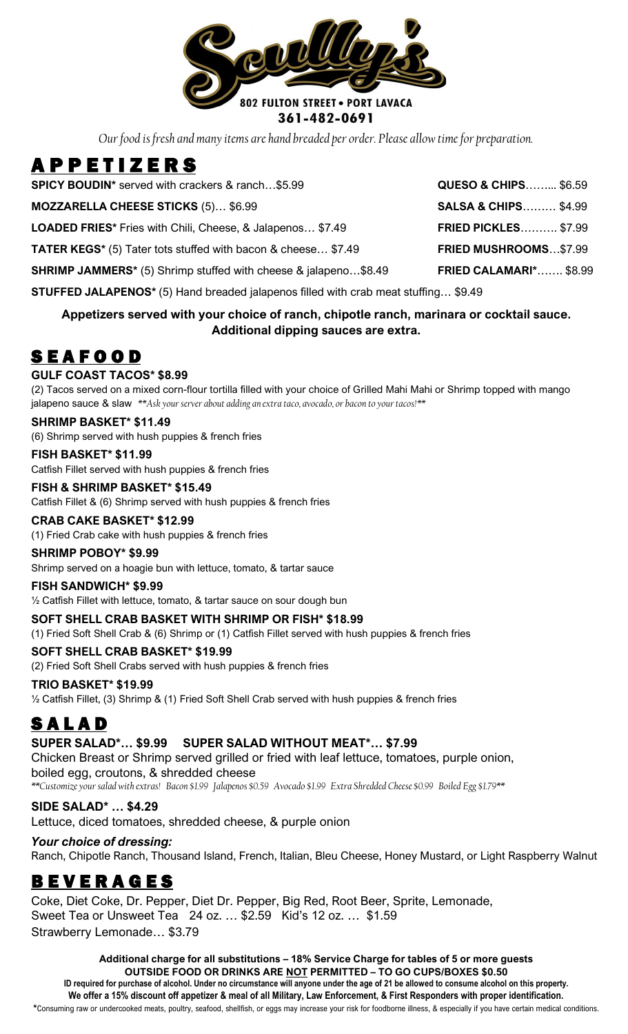# Scully's

**802 FULTON STREET • PORT LAVACA**
**361-482-0691**

*Our food is fresh and many items are hand breaded per order. Please allow time for preparation.*

## APPETIZERS

**SPICY BOUDIN*** served with crackers & ranch…$5.99

**MOZZARELLA CHEESE STICKS** (5)… $6.99

**LOADED FRIES*** Fries with Chili, Cheese, & Jalapenos… $7.49

**TATER KEGS*** (5) Tater tots stuffed with bacon & cheese… $7.49

**SHRIMP JAMMERS*** (5) Shrimp stuffed with cheese & jalapeno…$8.49

**STUFFED JALAPENOS*** (5) Hand breaded jalapenos filled with crab meat stuffing… $9.49

**QUESO & CHIPS**…..... $6.59

**SALSA & CHIPS**……… $4.99

**FRIED PICKLES**………. $7.99

**FRIED MUSHROOMS**…$7.99

**FRIED CALAMARI***……. $8.99

**Appetizers served with your choice of ranch, chipotle ranch, marinara or cocktail sauce. Additional dipping sauces are extra.**

## SEAFOOD

**GULF COAST TACOS* $8.99**
(2) Tacos served on a mixed corn-flour tortilla filled with your choice of Grilled Mahi Mahi or Shrimp topped with mango jalapeno sauce & slaw *\*\*Ask your server about adding an extra taco, avocado, or bacon to your tacos!\*\**

**SHRIMP BASKET* $11.49**
(6) Shrimp served with hush puppies & french fries

**FISH BASKET* $11.99**
Catfish Fillet served with hush puppies & french fries

**FISH & SHRIMP BASKET* $15.49**
Catfish Fillet & (6) Shrimp served with hush puppies & french fries

**CRAB CAKE BASKET* $12.99**
(1) Fried Crab cake with hush puppies & french fries

**SHRIMP POBOY* $9.99**
Shrimp served on a hoagie bun with lettuce, tomato, & tartar sauce

**FISH SANDWICH* $9.99**
½ Catfish Fillet with lettuce, tomato, & tartar sauce on sour dough bun

**SOFT SHELL CRAB BASKET WITH SHRIMP OR FISH* $18.99**
(1) Fried Soft Shell Crab & (6) Shrimp or (1) Catfish Fillet served with hush puppies & french fries

**SOFT SHELL CRAB BASKET* $19.99**
(2) Fried Soft Shell Crabs served with hush puppies & french fries

**TRIO BASKET* $19.99**
½ Catfish Fillet, (3) Shrimp & (1) Fried Soft Shell Crab served with hush puppies & french fries

## SALAD

**SUPER SALAD*… $9.99 SUPER SALAD WITHOUT MEAT*… $7.99**
Chicken Breast or Shrimp served grilled or fried with leaf lettuce, tomatoes, purple onion, boiled egg, croutons, & shredded cheese
*\*\*Customize your salad with extras! Bacon $1.99 Jalapenos $0.59 Avocado $1.99 Extra Shredded Cheese $0.99 Boiled Egg $1.79\*\**

**SIDE SALAD* … $4.29**
Lettuce, diced tomatoes, shredded cheese, & purple onion

***Your choice of dressing:***
Ranch, Chipotle Ranch, Thousand Island, French, Italian, Bleu Cheese, Honey Mustard, or Light Raspberry Walnut

## BEVERAGES

Coke, Diet Coke, Dr. Pepper, Diet Dr. Pepper, Big Red, Root Beer, Sprite, Lemonade, Sweet Tea or Unsweet Tea 24 oz. … $2.59 Kid's 12 oz. … $1.59
Strawberry Lemonade… $3.79

**Additional charge for all substitutions – 18% Service Charge for tables of 5 or more guests**
**OUTSIDE FOOD OR DRINKS ARE NOT PERMITTED – TO GO CUPS/BOXES $0.50**
**ID required for purchase of alcohol. Under no circumstance will anyone under the age of 21 be allowed to consume alcohol on this property.**
**We offer a 15% discount off appetizer & meal of all Military, Law Enforcement, & First Responders with proper identification.**

*Consuming raw or undercooked meats, poultry, seafood, shellfish, or eggs may increase your risk for foodborne illness, & especially if you have certain medical conditions.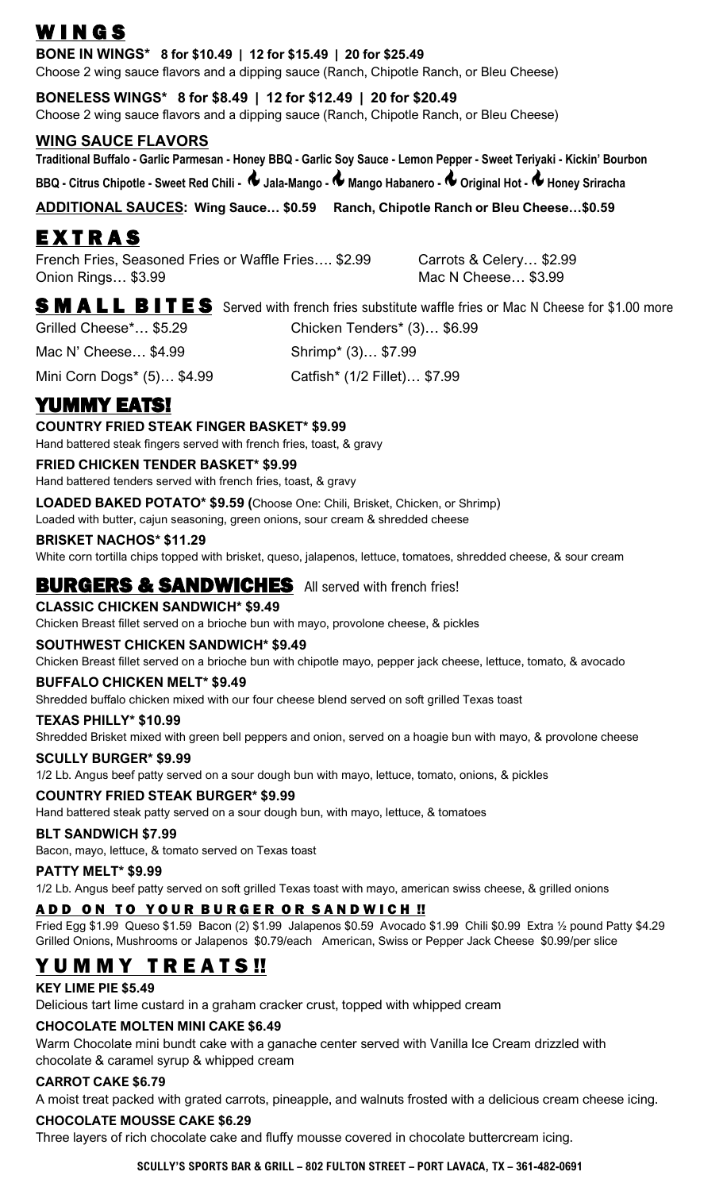# WINGS

**BONE IN WINGS* 8 for $10.49 | 12 for $15.49 | 20 for $25.49**

Choose 2 wing sauce flavors and a dipping sauce (Ranch, Chipotle Ranch, or Bleu Cheese)

**BONELESS WINGS* 8 for $8.49 | 12 for $12.49 | 20 for $20.49**

Choose 2 wing sauce flavors and a dipping sauce (Ranch, Chipotle Ranch, or Bleu Cheese)

## WING SAUCE FLAVORS

**Traditional Buffalo - Garlic Parmesan - Honey BBQ - Garlic Soy Sauce - Lemon Pepper - Sweet Teriyaki - Kickin' Bourbon BBQ - Citrus Chipotle - Sweet Red Chili - Jala-Mango - Mango Habanero - Original Hot - Honey Sriracha**

**ADDITIONAL SAUCES: Wing Sauce… $0.59 Ranch, Chipotle Ranch or Bleu Cheese…$0.59**

# EXTRAS

French Fries, Seasoned Fries or Waffle Fries…. $2.99

Onion Rings… $3.99

Carrots & Celery… $2.99

Mac N Cheese… $3.99

# SMALL BITES

Served with french fries substitute waffle fries or Mac N Cheese for $1.00 more

Grilled Cheese*… $5.29

Mac N' Cheese… $4.99

Mini Corn Dogs* (5)… $4.99

Chicken Tenders* (3)… $6.99

Shrimp* (3)… $7.99

Catfish* (1/2 Fillet)… $7.99

# YUMMY EATS!

**COUNTRY FRIED STEAK FINGER BASKET* $9.99**

Hand battered steak fingers served with french fries, toast, & gravy

**FRIED CHICKEN TENDER BASKET* $9.99**

Hand battered tenders served with french fries, toast, & gravy

**LOADED BAKED POTATO* $9.59** (Choose One: Chili, Brisket, Chicken, or Shrimp)

Loaded with butter, cajun seasoning, green onions, sour cream & shredded cheese

**BRISKET NACHOS* $11.29**

White corn tortilla chips topped with brisket, queso, jalapenos, lettuce, tomatoes, shredded cheese, & sour cream

# BURGERS & SANDWICHES

All served with french fries!

**CLASSIC CHICKEN SANDWICH* $9.49**

Chicken Breast fillet served on a brioche bun with mayo, provolone cheese, & pickles

**SOUTHWEST CHICKEN SANDWICH* $9.49**

Chicken Breast fillet served on a brioche bun with chipotle mayo, pepper jack cheese, lettuce, tomato, & avocado

**BUFFALO CHICKEN MELT* $9.49**

Shredded buffalo chicken mixed with our four cheese blend served on soft grilled Texas toast

**TEXAS PHILLY* $10.99**

Shredded Brisket mixed with green bell peppers and onion, served on a hoagie bun with mayo, & provolone cheese

**SCULLY BURGER* $9.99**

1/2 Lb. Angus beef patty served on a sour dough bun with mayo, lettuce, tomato, onions, & pickles

**COUNTRY FRIED STEAK BURGER* $9.99**

Hand battered steak patty served on a sour dough bun, with mayo, lettuce, & tomatoes

**BLT SANDWICH $7.99**

Bacon, mayo, lettuce, & tomato served on Texas toast

**PATTY MELT* $9.99**

1/2 Lb. Angus beef patty served on soft grilled Texas toast with mayo, american swiss cheese, & grilled onions

## ADD ON TO YOUR BURGER OR SANDWICH !!

Fried Egg $1.99 Queso $1.59 Bacon (2) $1.99 Jalapenos $0.59 Avocado $1.99 Chili $0.99 Extra ½ pound Patty $4.29 Grilled Onions, Mushrooms or Jalapenos $0.79/each American, Swiss or Pepper Jack Cheese $0.99/per slice

# YUMMY TREATS!!

**KEY LIME PIE $5.49**

Delicious tart lime custard in a graham cracker crust, topped with whipped cream

**CHOCOLATE MOLTEN MINI CAKE $6.49**

Warm Chocolate mini bundt cake with a ganache center served with Vanilla Ice Cream drizzled with chocolate & caramel syrup & whipped cream

**CARROT CAKE $6.79**

A moist treat packed with grated carrots, pineapple, and walnuts frosted with a delicious cream cheese icing.

**CHOCOLATE MOUSSE CAKE $6.29**

Three layers of rich chocolate cake and fluffy mousse covered in chocolate buttercream icing.

**SCULLY'S SPORTS BAR & GRILL – 802 FULTON STREET – PORT LAVACA, TX – 361-482-0691**